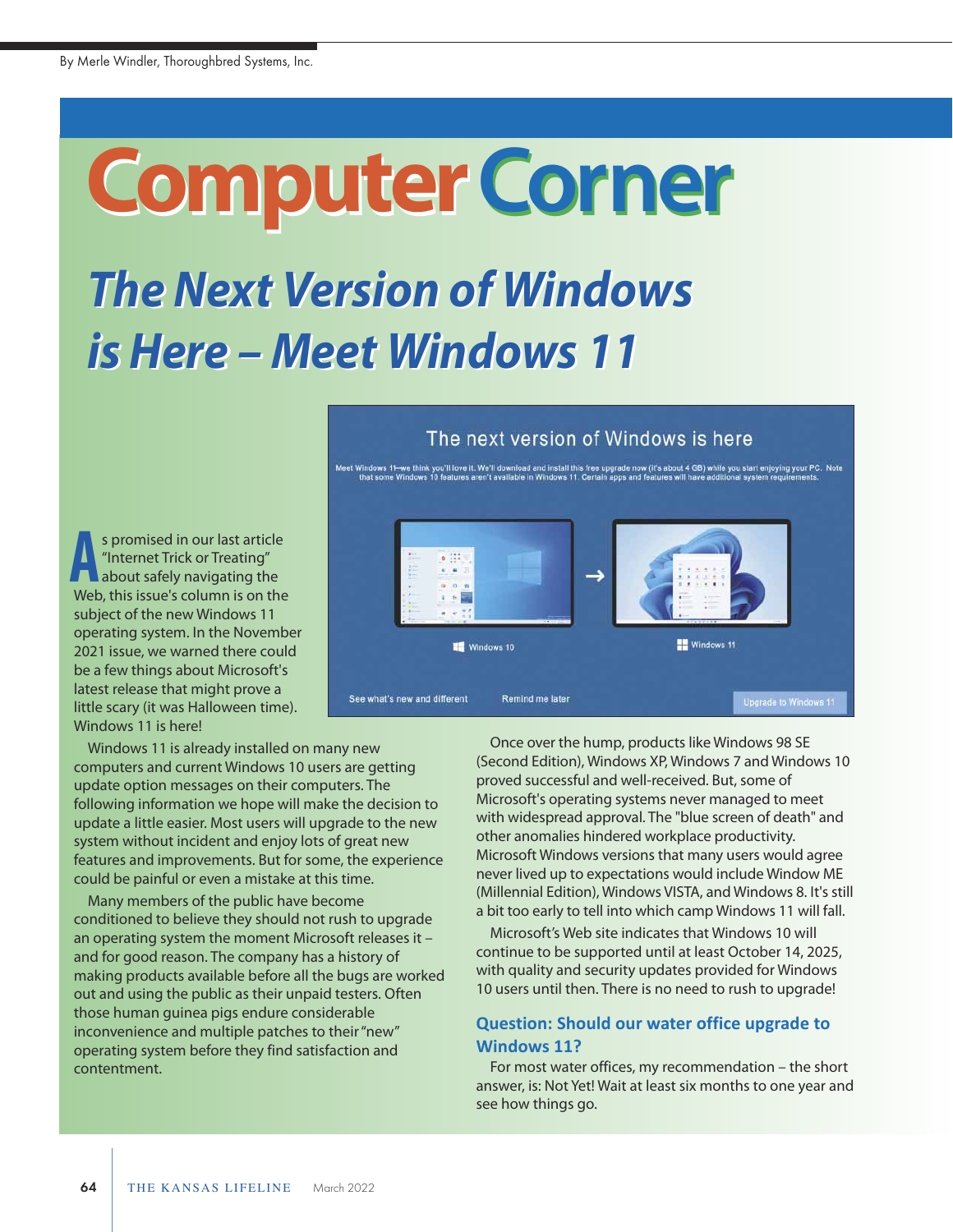By Merle Windler, Thoroughbred Systems, Inc.

# Computer Corner

## The Next Version of Windows is Here – Meet Windows 11

As promised in our last article "Internet Trick or Treating" about safely navigating the Web, this issue's column is on the subject of the new Windows 11 operating system. In the November 2021 issue, we warned there could be a few things about Microsoft's latest release that might prove a little scary (it was Halloween time). Windows 11 is here!

Windows 11 is already installed on many new computers and current Windows 10 users are getting update option messages on their computers. The following information we hope will make the decision to update a little easier. Most users will upgrade to the new system without incident and enjoy lots of great new features and improvements. But for some, the experience could be painful or even a mistake at this time.

Many members of the public have become conditioned to believe they should not rush to upgrade an operating system the moment Microsoft releases it – and for good reason. The company has a history of making products available before all the bugs are worked out and using the public as their unpaid testers. Often those human guinea pigs endure considerable inconvenience and multiple patches to their "new" operating system before they find satisfaction and contentment.

Once over the hump, products like Windows 98 SE (Second Edition), Windows XP, Windows 7 and Windows 10 proved successful and well-received. But, some of Microsoft's operating systems never managed to meet with widespread approval. The "blue screen of death" and other anomalies hindered workplace productivity. Microsoft Windows versions that many users would agree never lived up to expectations would include Window ME (Millennial Edition), Windows VISTA, and Windows 8. It's still a bit too early to tell into which camp Windows 11 will fall.

Microsoft's Web site indicates that Windows 10 will continue to be supported until at least October 14, 2025, with quality and security updates provided for Windows 10 users until then. There is no need to rush to upgrade!

### Question: Should our water office upgrade to Windows 11?

For most water offices, my recommendation – the short answer, is: Not Yet! Wait at least six months to one year and see how things go.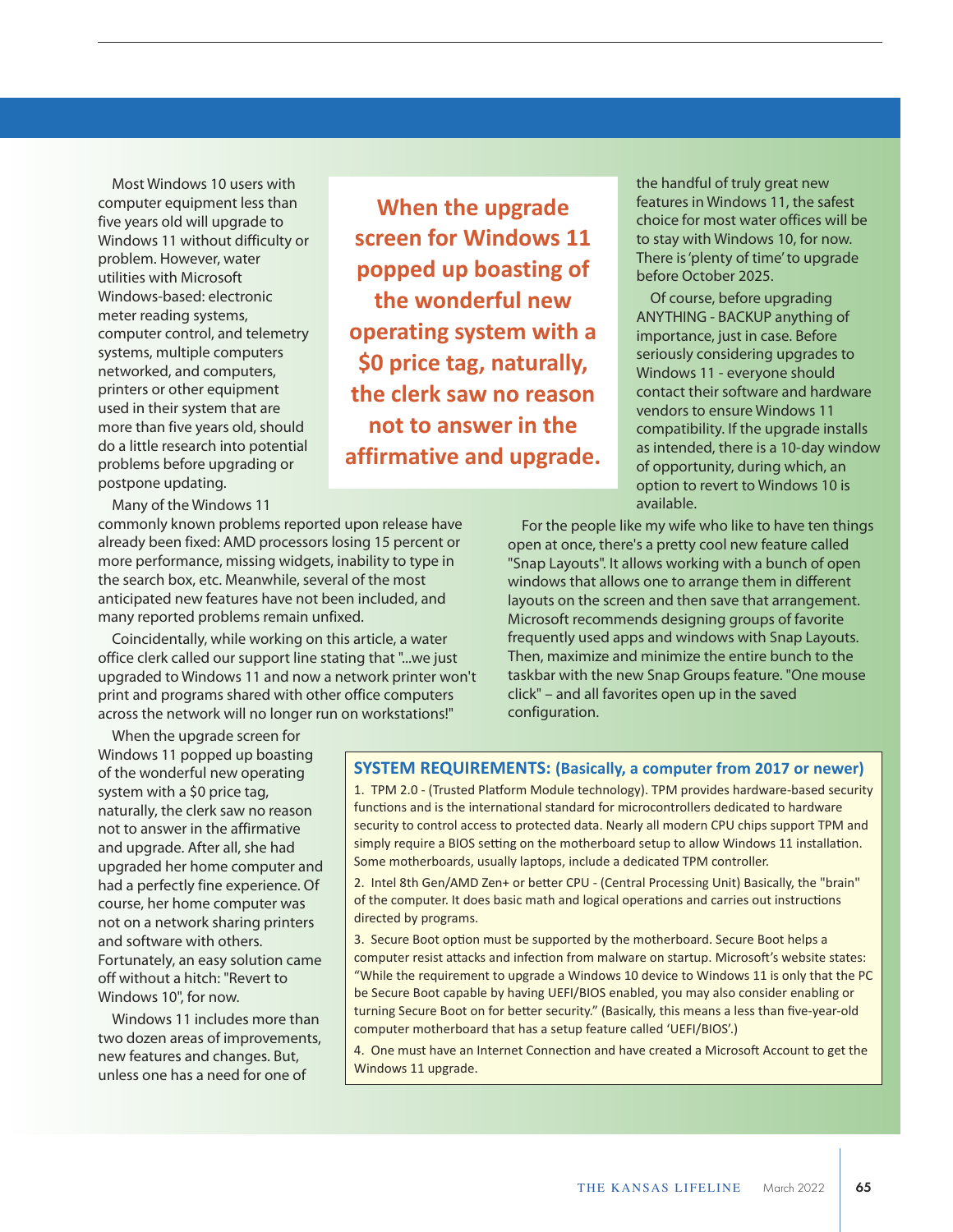Most Windows 10 users with computer equipment less than five years old will upgrade to Windows 11 without difficulty or problem. However, water utilities with Microsoft Windows-based: electronic meter reading systems, computer control, and telemetry systems, multiple computers networked, and computers, printers or other equipment used in their system that are more than five years old, should do a little research into potential problems before upgrading or postpone updating.

**When the upgrade screen for Windows 11 popped up boasting of the wonderful new operating system with a $0 price tag, naturally, the clerk saw no reason not to answer in the affirmative and upgrade.**

Many of the Windows 11 commonly known problems reported upon release have already been fixed: AMD processors losing 15 percent or more performance, missing widgets, inability to type in the search box, etc. Meanwhile, several of the most anticipated new features have not been included, and many reported problems remain unfixed.

Coincidentally, while working on this article, a water office clerk called our support line stating that "...we just upgraded to Windows 11 and now a network printer won't print and programs shared with other office computers across the network will no longer run on workstations!"

When the upgrade screen for Windows 11 popped up boasting of the wonderful new operating system with a $0 price tag, naturally, the clerk saw no reason not to answer in the affirmative and upgrade. After all, she had upgraded her home computer and had a perfectly fine experience. Of course, her home computer was not on a network sharing printers and software with others. Fortunately, an easy solution came off without a hitch: "Revert to Windows 10", for now.

Windows 11 includes more than two dozen areas of improvements, new features and changes. But, unless one has a need for one of the handful of truly great new features in Windows 11, the safest choice for most water offices will be to stay with Windows 10, for now. There is 'plenty of time' to upgrade before October 2025.

Of course, before upgrading ANYTHING - BACKUP anything of importance, just in case. Before seriously considering upgrades to Windows 11 - everyone should contact their software and hardware vendors to ensure Windows 11 compatibility. If the upgrade installs as intended, there is a 10-day window of opportunity, during which, an option to revert to Windows 10 is available.

For the people like my wife who like to have ten things open at once, there's a pretty cool new feature called "Snap Layouts". It allows working with a bunch of open windows that allows one to arrange them in different layouts on the screen and then save that arrangement. Microsoft recommends designing groups of favorite frequently used apps and windows with Snap Layouts. Then, maximize and minimize the entire bunch to the taskbar with the new Snap Groups feature. "One mouse click" – and all favorites open up in the saved configuration.

**SYSTEM REQUIREMENTS: (Basically, a computer from 2017 or newer)**

1. TPM 2.0 - (Trusted Platform Module technology). TPM provides hardware-based security functions and is the international standard for microcontrollers dedicated to hardware security to control access to protected data. Nearly all modern CPU chips support TPM and simply require a BIOS setting on the motherboard setup to allow Windows 11 installation. Some motherboards, usually laptops, include a dedicated TPM controller.
2. Intel 8th Gen/AMD Zen+ or better CPU - (Central Processing Unit) Basically, the "brain" of the computer. It does basic math and logical operations and carries out instructions directed by programs.
3. Secure Boot option must be supported by the motherboard. Secure Boot helps a computer resist attacks and infection from malware on startup. Microsoft's website states: "While the requirement to upgrade a Windows 10 device to Windows 11 is only that the PC be Secure Boot capable by having UEFI/BIOS enabled, you may also consider enabling or turning Secure Boot on for better security." (Basically, this means a less than five-year-old computer motherboard that has a setup feature called 'UEFI/BIOS'.)
4. One must have an Internet Connection and have created a Microsoft Account to get the Windows 11 upgrade.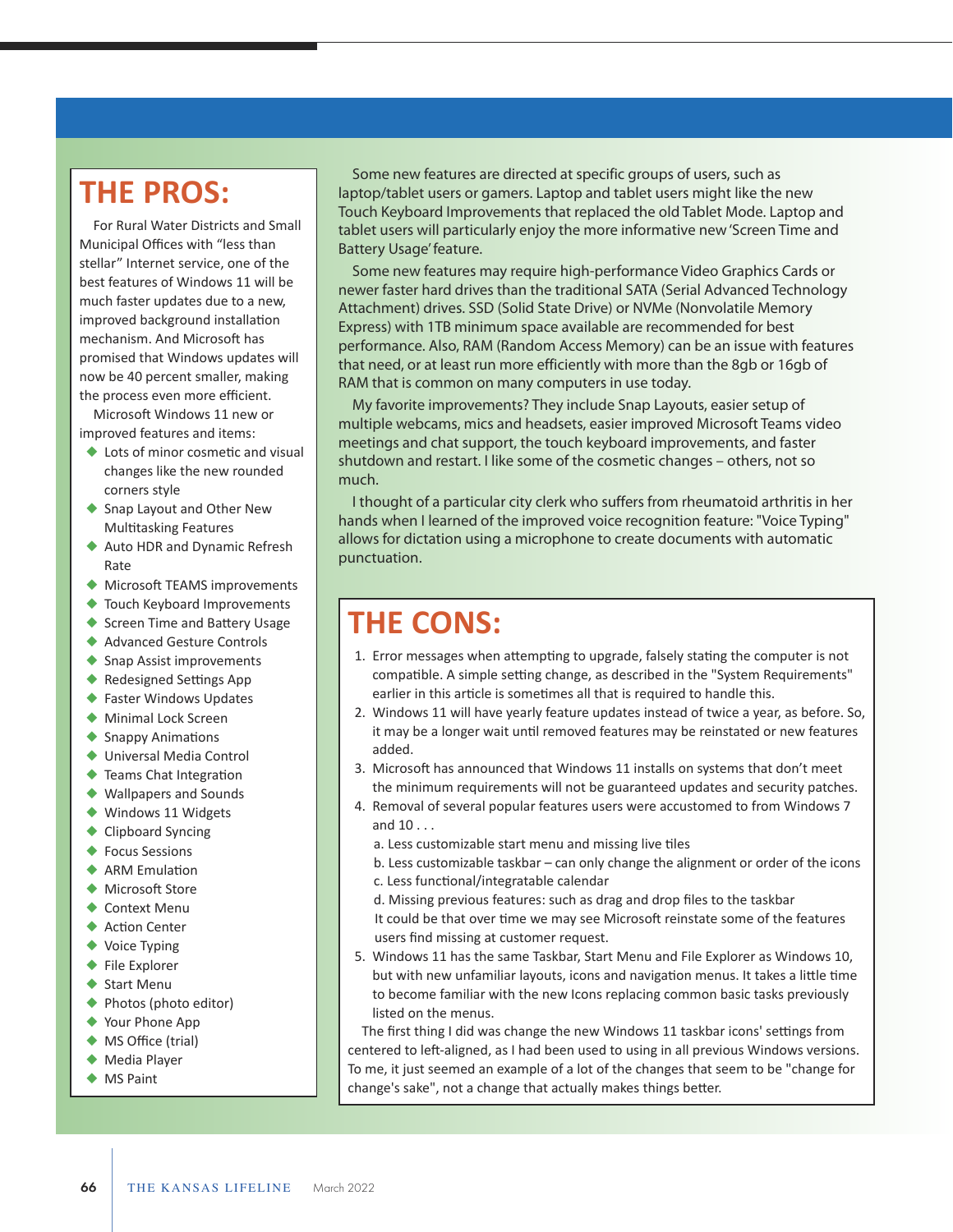## THE PROS:

For Rural Water Districts and Small Municipal Offices with "less than stellar" Internet service, one of the best features of Windows 11 will be much faster updates due to a new, improved background installation mechanism. And Microsoft has promised that Windows updates will now be 40 percent smaller, making the process even more efficient.

Microsoft Windows 11 new or improved features and items:

- Lots of minor cosmetic and visual changes like the new rounded corners style
- Snap Layout and Other New Multitasking Features
- Auto HDR and Dynamic Refresh Rate
- Microsoft TEAMS improvements
- Touch Keyboard Improvements
- Screen Time and Battery Usage
- Advanced Gesture Controls
- Snap Assist improvements
- Redesigned Settings App
- Faster Windows Updates
- Minimal Lock Screen
- Snappy Animations
- Universal Media Control
- Teams Chat Integration
- Wallpapers and Sounds
- Windows 11 Widgets
- Clipboard Syncing
- Focus Sessions
- ARM Emulation
- Microsoft Store
- Context Menu
- Action Center
- Voice Typing
- File Explorer
- Start Menu
- Photos (photo editor)
- Your Phone App
- MS Office (trial)
- Media Player
- MS Paint

Some new features are directed at specific groups of users, such as laptop/tablet users or gamers. Laptop and tablet users might like the new Touch Keyboard Improvements that replaced the old Tablet Mode. Laptop and tablet users will particularly enjoy the more informative new 'Screen Time and Battery Usage' feature.

Some new features may require high-performance Video Graphics Cards or newer faster hard drives than the traditional SATA (Serial Advanced Technology Attachment) drives. SSD (Solid State Drive) or NVMe (Nonvolatile Memory Express) with 1TB minimum space available are recommended for best performance. Also, RAM (Random Access Memory) can be an issue with features that need, or at least run more efficiently with more than the 8gb or 16gb of RAM that is common on many computers in use today.

My favorite improvements? They include Snap Layouts, easier setup of multiple webcams, mics and headsets, easier improved Microsoft Teams video meetings and chat support, the touch keyboard improvements, and faster shutdown and restart. I like some of the cosmetic changes – others, not so much.

I thought of a particular city clerk who suffers from rheumatoid arthritis in her hands when I learned of the improved voice recognition feature: "Voice Typing" allows for dictation using a microphone to create documents with automatic punctuation.

## THE CONS:

1. Error messages when attempting to upgrade, falsely stating the computer is not compatible. A simple setting change, as described in the "System Requirements" earlier in this article is sometimes all that is required to handle this.
2. Windows 11 will have yearly feature updates instead of twice a year, as before. So, it may be a longer wait until removed features may be reinstated or new features added.
3. Microsoft has announced that Windows 11 installs on systems that don't meet the minimum requirements will not be guaranteed updates and security patches.
4. Removal of several popular features users were accustomed to from Windows 7 and 10 . . .
   a. Less customizable start menu and missing live tiles
   b. Less customizable taskbar – can only change the alignment or order of the icons
   c. Less functional/integratable calendar
   d. Missing previous features: such as drag and drop files to the taskbar
   It could be that over time we may see Microsoft reinstate some of the features users find missing at customer request.
5. Windows 11 has the same Taskbar, Start Menu and File Explorer as Windows 10, but with new unfamiliar layouts, icons and navigation menus. It takes a little time to become familiar with the new Icons replacing common basic tasks previously listed on the menus.

The first thing I did was change the new Windows 11 taskbar icons' settings from centered to left-aligned, as I had been used to using in all previous Windows versions. To me, it just seemed an example of a lot of the changes that seem to be "change for change's sake", not a change that actually makes things better.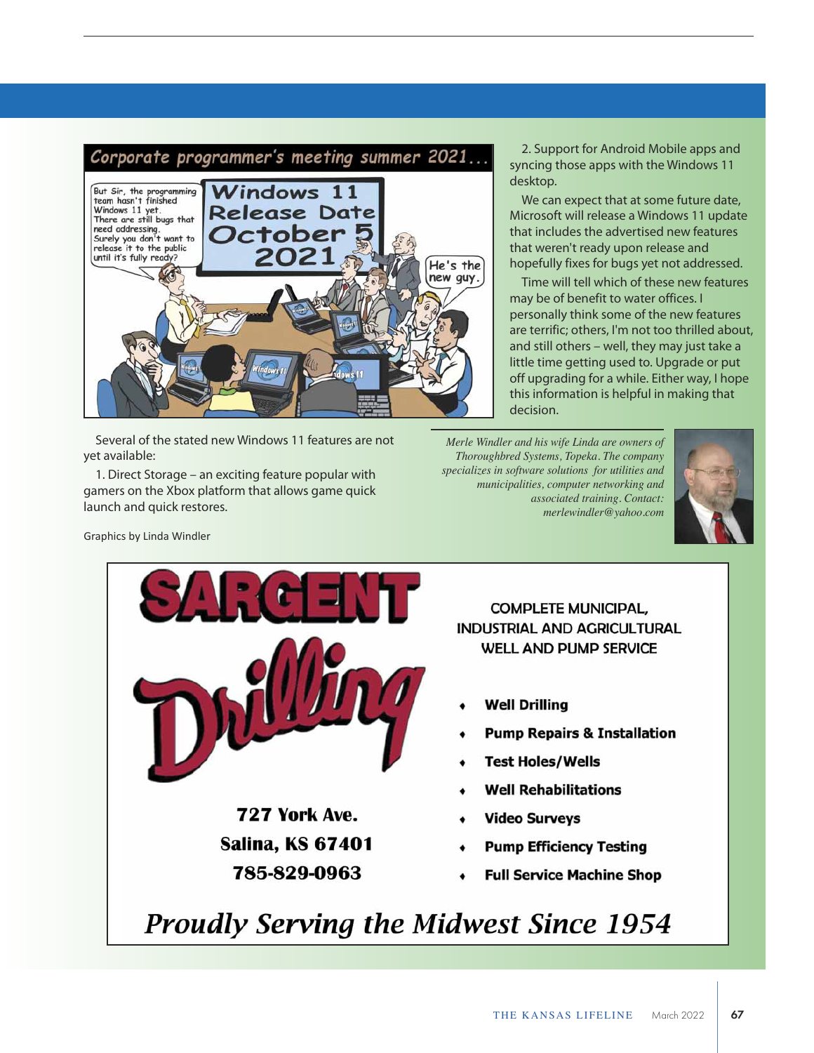Several of the stated new Windows 11 features are not yet available:

1. Direct Storage – an exciting feature popular with gamers on the Xbox platform that allows game quick launch and quick restores.

Graphics by Linda Windler

2. Support for Android Mobile apps and syncing those apps with the Windows 11 desktop.

We can expect that at some future date, Microsoft will release a Windows 11 update that includes the advertised new features that weren't ready upon release and hopefully fixes for bugs yet not addressed.

Time will tell which of these new features may be of benefit to water offices. I personally think some of the new features are terrific; others, I'm not too thrilled about, and still others – well, they may just take a little time getting used to. Upgrade or put off upgrading for a while. Either way, I hope this information is helpful in making that decision.

*Merle Windler and his wife Linda are owners of Thoroughbred Systems, Topeka. The company specializes in software solutions for utilities and municipalities, computer networking and associated training. Contact: merlewindler@yahoo.com*

**SARGENT Drilling**

727 York Ave.
Salina, KS 67401
785-829-0963

COMPLETE MUNICIPAL, INDUSTRIAL AND AGRICULTURAL WELL AND PUMP SERVICE

- **Well Drilling**
- **Pump Repairs & Installation**
- **Test Holes/Wells**
- **Well Rehabilitations**
- **Video Surveys**
- **Pump Efficiency Testing**
- **Full Service Machine Shop**

*Proudly Serving the Midwest Since 1954*